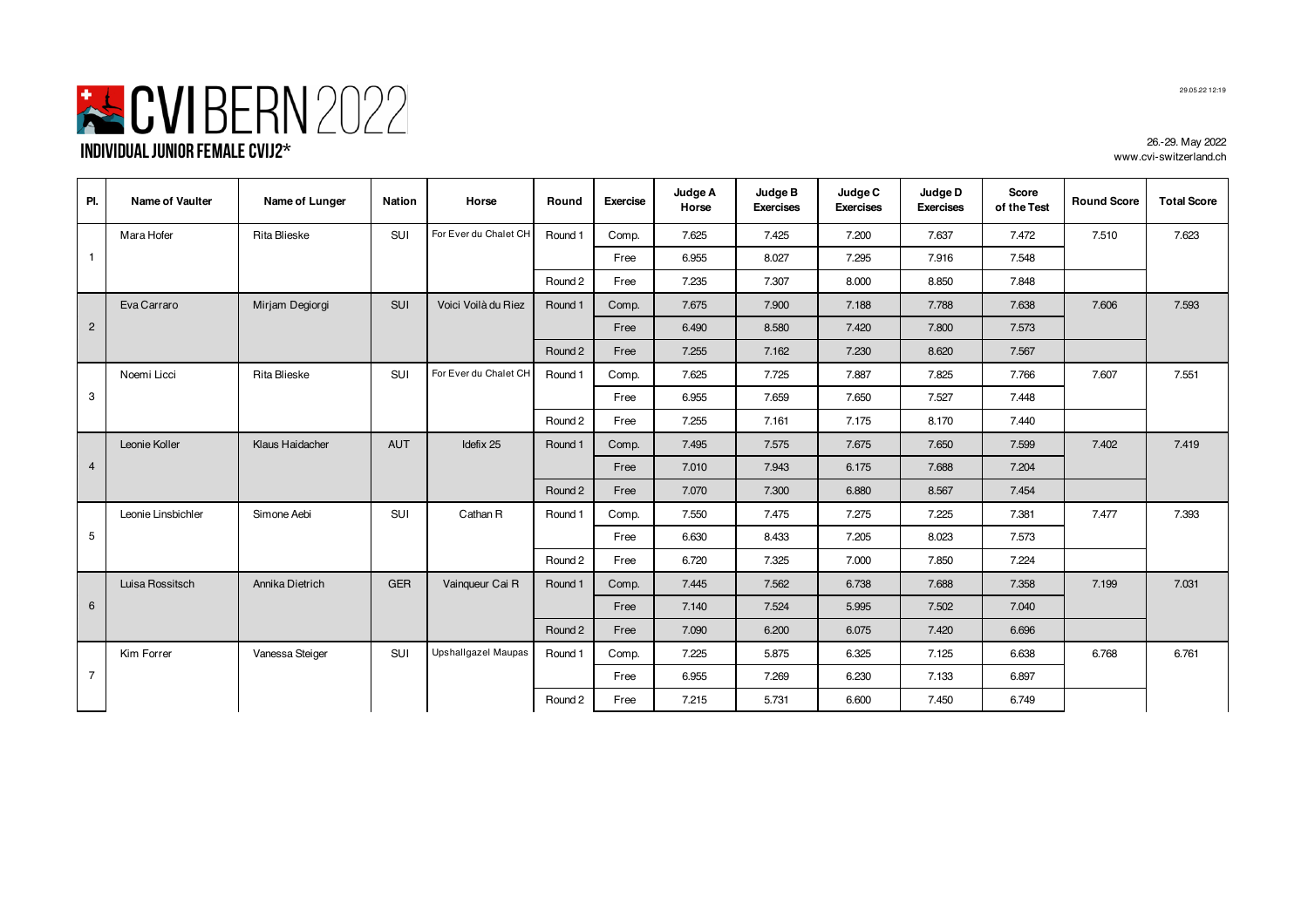# CVI BERN 2022

## INDIVIDUAL JUNIOR FEMALE CVIJ2*

26.-29. May 2022
www.cvi-switzerland.ch

| Pl. | Name of Vaulter | Name of Lunger | Nation | Horse | Round | Exercise | Judge A Horse | Judge B Exercises | Judge C Exercises | Judge D Exercises | Score of the Test | Round Score | Total Score |
|---|---|---|---|---|---|---|---|---|---|---|---|---|---|
| 1 | Mara Hofer | Rita Blieske | SUI | For Ever du Chalet CH | Round 1 | Comp. | 7.625 | 7.425 | 7.200 | 7.637 | 7.472 | 7.510 | 7.623 |
| | | | | | | Free | 6.955 | 8.027 | 7.295 | 7.916 | 7.548 | | |
| | | | | | Round 2 | Free | 7.235 | 7.307 | 8.000 | 8.850 | 7.848 | | |
| 2 | Eva Carraro | Mirjam Degiorgi | SUI | Voici Voilà du Riez | Round 1 | Comp. | 7.675 | 7.900 | 7.188 | 7.788 | 7.638 | 7.606 | 7.593 |
| | | | | | | Free | 6.490 | 8.580 | 7.420 | 7.800 | 7.573 | | |
| | | | | | Round 2 | Free | 7.255 | 7.162 | 7.230 | 8.620 | 7.567 | | |
| 3 | Noemi Licci | Rita Blieske | SUI | For Ever du Chalet CH | Round 1 | Comp. | 7.625 | 7.725 | 7.887 | 7.825 | 7.766 | 7.607 | 7.551 |
| | | | | | | Free | 6.955 | 7.659 | 7.650 | 7.527 | 7.448 | | |
| | | | | | Round 2 | Free | 7.255 | 7.161 | 7.175 | 8.170 | 7.440 | | |
| 4 | Leonie Koller | Klaus Haidacher | AUT | Idefix 25 | Round 1 | Comp. | 7.495 | 7.575 | 7.675 | 7.650 | 7.599 | 7.402 | 7.419 |
| | | | | | | Free | 7.010 | 7.943 | 6.175 | 7.688 | 7.204 | | |
| | | | | | Round 2 | Free | 7.070 | 7.300 | 6.880 | 8.567 | 7.454 | | |
| 5 | Leonie Linsbichler | Simone Aebi | SUI | Cathan R | Round 1 | Comp. | 7.550 | 7.475 | 7.275 | 7.225 | 7.381 | 7.477 | 7.393 |
| | | | | | | Free | 6.630 | 8.433 | 7.205 | 8.023 | 7.573 | | |
| | | | | | Round 2 | Free | 6.720 | 7.325 | 7.000 | 7.850 | 7.224 | | |
| 6 | Luisa Rossitsch | Annika Dietrich | GER | Vainqueur Cai R | Round 1 | Comp. | 7.445 | 7.562 | 6.738 | 7.688 | 7.358 | 7.199 | 7.031 |
| | | | | | | Free | 7.140 | 7.524 | 5.995 | 7.502 | 7.040 | | |
| | | | | | Round 2 | Free | 7.090 | 6.200 | 6.075 | 7.420 | 6.696 | | |
| 7 | Kim Forrer | Vanessa Steiger | SUI | Upshallgazel Maupas | Round 1 | Comp. | 7.225 | 5.875 | 6.325 | 7.125 | 6.638 | 6.768 | 6.761 |
| | | | | | | Free | 6.955 | 7.269 | 6.230 | 7.133 | 6.897 | | |
| | | | | | Round 2 | Free | 7.215 | 5.731 | 6.600 | 7.450 | 6.749 | | |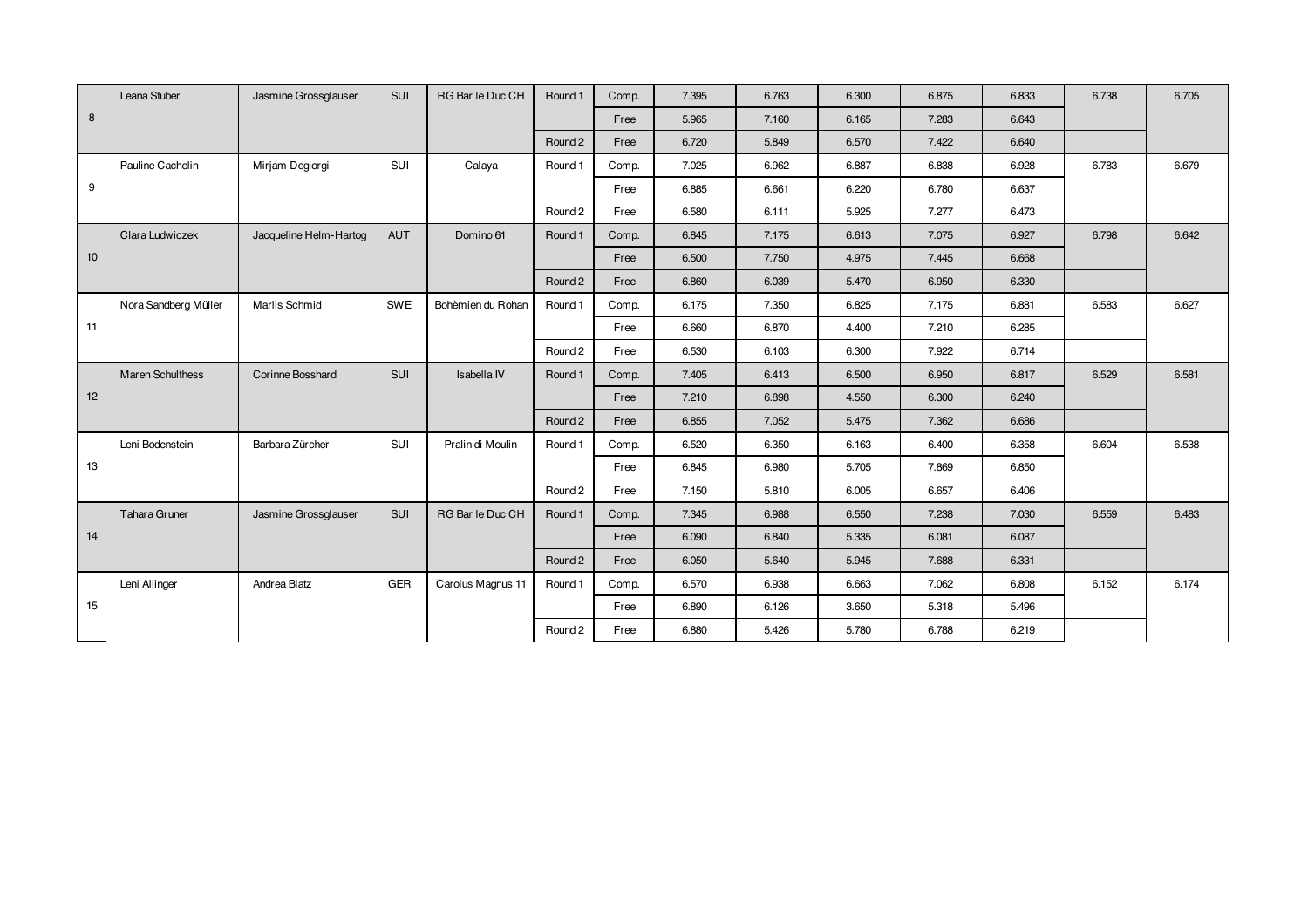| | | | | | | | | | | | | | |
|---|---|---|---|---|---|---|---|---|---|---|---|---|---|
| 8 | Leana Stuber | Jasmine Grossglauser | SUI | RG Bar le Duc CH | Round 1 | Comp. | 7.395 | 6.763 | 6.300 | 6.875 | 6.833 | 6.738 | 6.705 |
| | | | | | | Free | 5.965 | 7.160 | 6.165 | 7.283 | 6.643 | | |
| | | | | | Round 2 | Free | 6.720 | 5.849 | 6.570 | 7.422 | 6.640 | | |
| 9 | Pauline Cachelin | Mirjam Degiorgi | SUI | Calaya | Round 1 | Comp. | 7.025 | 6.962 | 6.887 | 6.838 | 6.928 | 6.783 | 6.679 |
| | | | | | | Free | 6.885 | 6.661 | 6.220 | 6.780 | 6.637 | | |
| | | | | | Round 2 | Free | 6.580 | 6.111 | 5.925 | 7.277 | 6.473 | | |
| 10 | Clara Ludwiczek | Jacqueline Helm-Hartog | AUT | Domino 61 | Round 1 | Comp. | 6.845 | 7.175 | 6.613 | 7.075 | 6.927 | 6.798 | 6.642 |
| | | | | | | Free | 6.500 | 7.750 | 4.975 | 7.445 | 6.668 | | |
| | | | | | Round 2 | Free | 6.860 | 6.039 | 5.470 | 6.950 | 6.330 | | |
| 11 | Nora Sandberg Müller | Marlis Schmid | SWE | Bohèmien du Rohan | Round 1 | Comp. | 6.175 | 7.350 | 6.825 | 7.175 | 6.881 | 6.583 | 6.627 |
| | | | | | | Free | 6.660 | 6.870 | 4.400 | 7.210 | 6.285 | | |
| | | | | | Round 2 | Free | 6.530 | 6.103 | 6.300 | 7.922 | 6.714 | | |
| 12 | Maren Schulthess | Corinne Bosshard | SUI | Isabella IV | Round 1 | Comp. | 7.405 | 6.413 | 6.500 | 6.950 | 6.817 | 6.529 | 6.581 |
| | | | | | | Free | 7.210 | 6.898 | 4.550 | 6.300 | 6.240 | | |
| | | | | | Round 2 | Free | 6.855 | 7.052 | 5.475 | 7.362 | 6.686 | | |
| 13 | Leni Bodenstein | Barbara Zürcher | SUI | Pralin di Moulin | Round 1 | Comp. | 6.520 | 6.350 | 6.163 | 6.400 | 6.358 | 6.604 | 6.538 |
| | | | | | | Free | 6.845 | 6.980 | 5.705 | 7.869 | 6.850 | | |
| | | | | | Round 2 | Free | 7.150 | 5.810 | 6.005 | 6.657 | 6.406 | | |
| 14 | Tahara Gruner | Jasmine Grossglauser | SUI | RG Bar le Duc CH | Round 1 | Comp. | 7.345 | 6.988 | 6.550 | 7.238 | 7.030 | 6.559 | 6.483 |
| | | | | | | Free | 6.090 | 6.840 | 5.335 | 6.081 | 6.087 | | |
| | | | | | Round 2 | Free | 6.050 | 5.640 | 5.945 | 7.688 | 6.331 | | |
| 15 | Leni Allinger | Andrea Blatz | GER | Carolus Magnus 11 | Round 1 | Comp. | 6.570 | 6.938 | 6.663 | 7.062 | 6.808 | 6.152 | 6.174 |
| | | | | | | Free | 6.890 | 6.126 | 3.650 | 5.318 | 5.496 | | |
| | | | | | Round 2 | Free | 6.880 | 5.426 | 5.780 | 6.788 | 6.219 | | |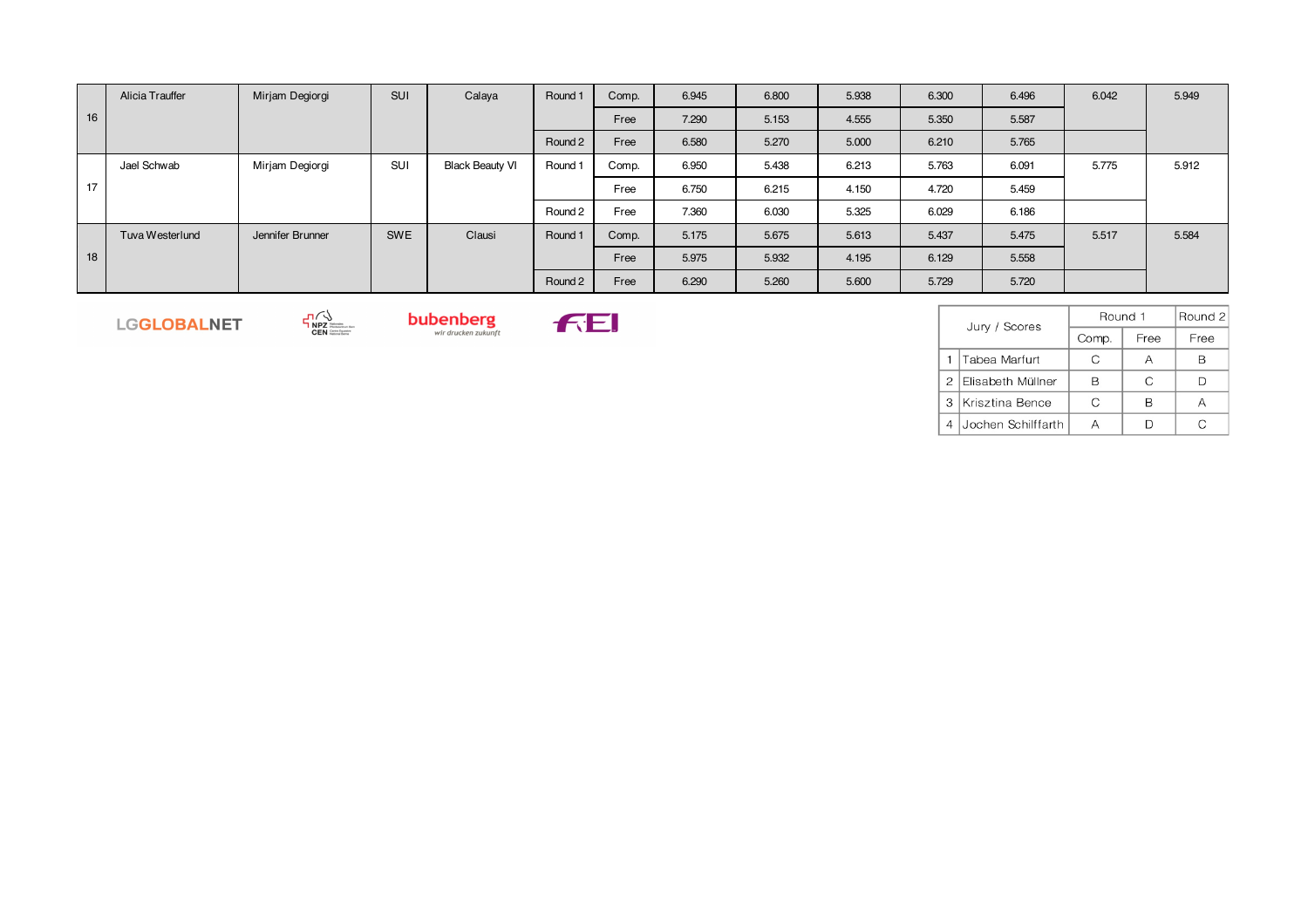| | | | | | | | | | | | | | |
|---|---|---|---|---|---|---|---|---|---|---|---|---|---|
| 16 | Alicia Trauffer | Mirjam Degiorgi | SUI | Calaya | Round 1 | Comp. | 6.945 | 6.800 | 5.938 | 6.300 | 6.496 | 6.042 | 5.949 |
| | | | | | | Free | 7.290 | 5.153 | 4.555 | 5.350 | 5.587 | | |
| | | | | | Round 2 | Free | 6.580 | 5.270 | 5.000 | 6.210 | 5.765 | | |
| 17 | Jael Schwab | Mirjam Degiorgi | SUI | Black Beauty VI | Round 1 | Comp. | 6.950 | 5.438 | 6.213 | 5.763 | 6.091 | 5.775 | 5.912 |
| | | | | | | Free | 6.750 | 6.215 | 4.150 | 4.720 | 5.459 | | |
| | | | | | Round 2 | Free | 7.360 | 6.030 | 5.325 | 6.029 | 6.186 | | |
| 18 | Tuva Westerlund | Jennifer Brunner | SWE | Clausi | Round 1 | Comp. | 5.175 | 5.675 | 5.613 | 5.437 | 5.475 | 5.517 | 5.584 |
| | | | | | | Free | 5.975 | 5.932 | 4.195 | 6.129 | 5.558 | | |
| | | | | | Round 2 | Free | 6.290 | 5.260 | 5.600 | 5.729 | 5.720 | | |

LGGLOBALNET NPZ CEN bubenberg wir drucken zukunft FEI

| Jury / Scores | | Round 1 | | Round 2 |
|---|---|---|---|---|
| | | Comp. | Free | Free |
| 1 | Tabea Marfurt | C | A | B |
| 2 | Elisabeth Müllner | B | C | D |
| 3 | Krisztina Bence | C | B | A |
| 4 | Jochen Schilffarth | A | D | C |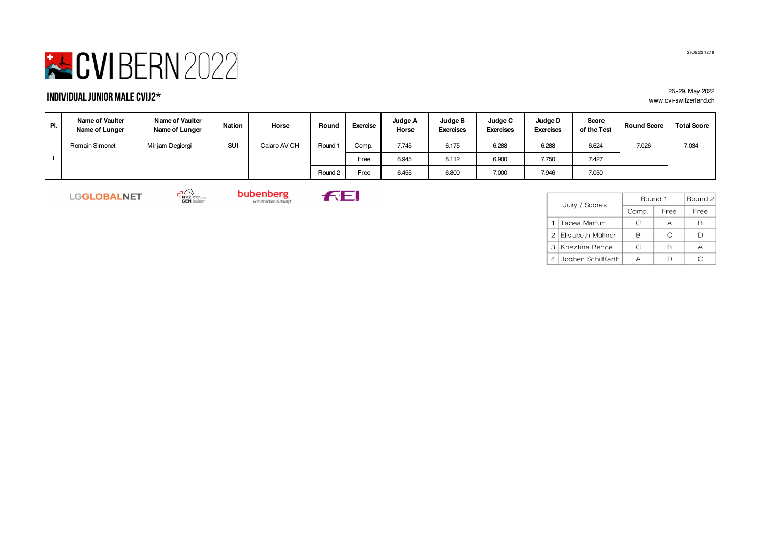# CVI BERN 2022

29.05.22 12:19

## INDIVIDUAL JUNIOR MALE CVIJ2*

26.-29. May 2022
www.cvi-switzerland.ch

| Pl. | Name of Vaulter Name of Lunger | Name of Vaulter Name of Lunger | Nation | Horse | Round | Exercise | Judge A Horse | Judge B Exercises | Judge C Exercises | Judge D Exercises | Score of the Test | Round Score | Total Score |
|---|---|---|---|---|---|---|---|---|---|---|---|---|---|
| 1 | Romain Simonet | Mirjam Degiorgi | SUI | Calaro AV CH | Round 1 | Comp. | 7.745 | 6.175 | 6.288 | 6.288 | 6.624 | 7.026 | 7.034 |
| | | | | | | Free | 6.945 | 8.112 | 6.900 | 7.750 | 7.427 | | |
| | | | | | Round 2 | Free | 6.455 | 6.800 | 7.000 | 7.946 | 7.050 | | |

LGGLOBALNET · NPZ CEN · bubenberg wir drucken zukunft · FEI

| Jury / Scores | | Round 1 | | Round 2 |
|---|---|---|---|---|
| | | Comp. | Free | Free |
| 1 | Tabea Marfurt | C | A | B |
| 2 | Elisabeth Müllner | B | C | D |
| 3 | Krisztina Bence | C | B | A |
| 4 | Jochen Schilffarth | A | D | C |